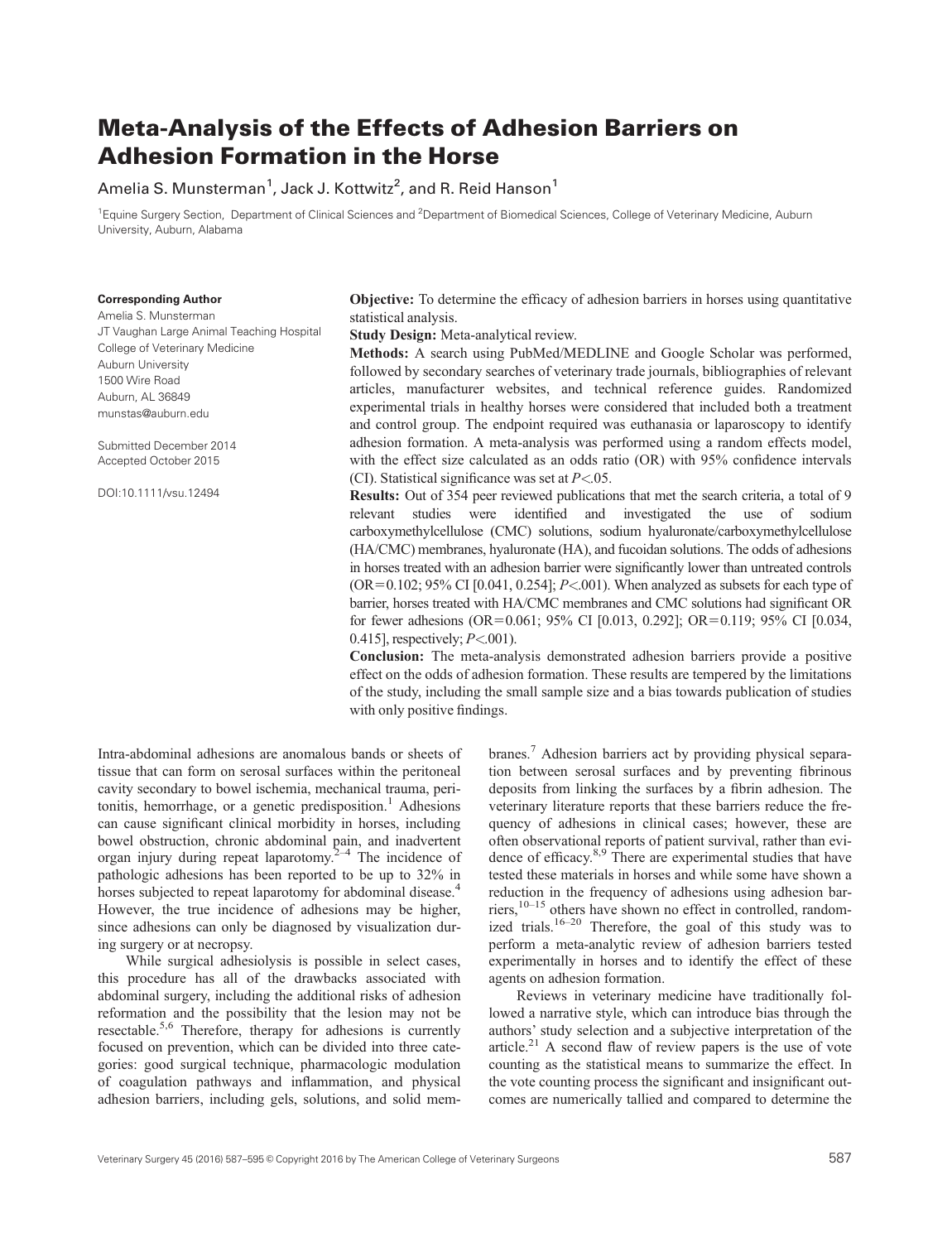# Meta-Analysis of the Effects of Adhesion Barriers on Adhesion Formation in the Horse

Amelia S. Munsterman[1], Jack J. Kottwitz[2], and R. Reid Hanson[1]

[1]Equine Surgery Section, Department of Clinical Sciences and [2]Department of Biomedical Sciences, College of Veterinary Medicine, Auburn University, Auburn, Alabama

**Corresponding Author**
Amelia S. Munsterman
JT Vaughan Large Animal Teaching Hospital
College of Veterinary Medicine
Auburn University
1500 Wire Road
Auburn, AL 36849
munstas@auburn.edu

Submitted December 2014
Accepted October 2015

DOI:10.1111/vsu.12494

**Objective:** To determine the efficacy of adhesion barriers in horses using quantitative statistical analysis.

**Study Design:** Meta-analytical review.

**Methods:** A search using PubMed/MEDLINE and Google Scholar was performed, followed by secondary searches of veterinary trade journals, bibliographies of relevant articles, manufacturer websites, and technical reference guides. Randomized experimental trials in healthy horses were considered that included both a treatment and control group. The endpoint required was euthanasia or laparoscopy to identify adhesion formation. A meta-analysis was performed using a random effects model, with the effect size calculated as an odds ratio (OR) with 95% confidence intervals (CI). Statistical significance was set at $P<.05$.

**Results:** Out of 354 peer reviewed publications that met the search criteria, a total of 9 relevant studies were identified and investigated the use of sodium carboxymethylcellulose (CMC) solutions, sodium hyaluronate/carboxymethylcellulose (HA/CMC) membranes, hyaluronate (HA), and fucoidan solutions. The odds of adhesions in horses treated with an adhesion barrier were significantly lower than untreated controls (OR=0.102; 95% CI [0.041, 0.254]; $P<.001$). When analyzed as subsets for each type of barrier, horses treated with HA/CMC membranes and CMC solutions had significant OR for fewer adhesions (OR=0.061; 95% CI [0.013, 0.292]; OR=0.119; 95% CI [0.034, 0.415], respectively; $P<.001$).

**Conclusion:** The meta-analysis demonstrated adhesion barriers provide a positive effect on the odds of adhesion formation. These results are tempered by the limitations of the study, including the small sample size and a bias towards publication of studies with only positive findings.

Intra-abdominal adhesions are anomalous bands or sheets of tissue that can form on serosal surfaces within the peritoneal cavity secondary to bowel ischemia, mechanical trauma, peritonitis, hemorrhage, or a genetic predisposition.[1] Adhesions can cause significant clinical morbidity in horses, including bowel obstruction, chronic abdominal pain, and inadvertent organ injury during repeat laparotomy.[2–4] The incidence of pathologic adhesions has been reported to be up to 32% in horses subjected to repeat laparotomy for abdominal disease.[4] However, the true incidence of adhesions may be higher, since adhesions can only be diagnosed by visualization during surgery or at necropsy.

While surgical adhesiolysis is possible in select cases, this procedure has all of the drawbacks associated with abdominal surgery, including the additional risks of adhesion reformation and the possibility that the lesion may not be resectable.[5,6] Therefore, therapy for adhesions is currently focused on prevention, which can be divided into three categories: good surgical technique, pharmacologic modulation of coagulation pathways and inflammation, and physical adhesion barriers, including gels, solutions, and solid membranes.[7] Adhesion barriers act by providing physical separation between serosal surfaces and by preventing fibrinous deposits from linking the surfaces by a fibrin adhesion. The veterinary literature reports that these barriers reduce the frequency of adhesions in clinical cases; however, these are often observational reports of patient survival, rather than evidence of efficacy.[8,9] There are experimental studies that have tested these materials in horses and while some have shown a reduction in the frequency of adhesions using adhesion barriers,[10–15] others have shown no effect in controlled, randomized trials.[16–20] Therefore, the goal of this study was to perform a meta-analytic review of adhesion barriers tested experimentally in horses and to identify the effect of these agents on adhesion formation.

Reviews in veterinary medicine have traditionally followed a narrative style, which can introduce bias through the authors' study selection and a subjective interpretation of the article.[21] A second flaw of review papers is the use of vote counting as the statistical means to summarize the effect. In the vote counting process the significant and insignificant outcomes are numerically tallied and compared to determine the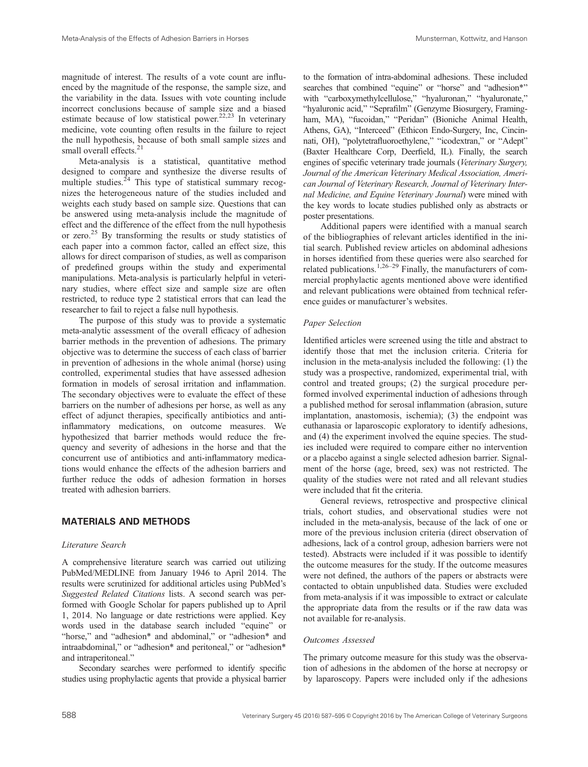magnitude of interest. The results of a vote count are influenced by the magnitude of the response, the sample size, and the variability in the data. Issues with vote counting include incorrect conclusions because of sample size and a biased estimate because of low statistical power.[22,23] In veterinary medicine, vote counting often results in the failure to reject the null hypothesis, because of both small sample sizes and small overall effects.[21]

Meta-analysis is a statistical, quantitative method designed to compare and synthesize the diverse results of multiple studies.[24] This type of statistical summary recognizes the heterogeneous nature of the studies included and weights each study based on sample size. Questions that can be answered using meta-analysis include the magnitude of effect and the difference of the effect from the null hypothesis or zero.[25] By transforming the results or study statistics of each paper into a common factor, called an effect size, this allows for direct comparison of studies, as well as comparison of predefined groups within the study and experimental manipulations. Meta-analysis is particularly helpful in veterinary studies, where effect size and sample size are often restricted, to reduce type 2 statistical errors that can lead the researcher to fail to reject a false null hypothesis.

The purpose of this study was to provide a systematic meta-analytic assessment of the overall efficacy of adhesion barrier methods in the prevention of adhesions. The primary objective was to determine the success of each class of barrier in prevention of adhesions in the whole animal (horse) using controlled, experimental studies that have assessed adhesion formation in models of serosal irritation and inflammation. The secondary objectives were to evaluate the effect of these barriers on the number of adhesions per horse, as well as any effect of adjunct therapies, specifically antibiotics and anti-inflammatory medications, on outcome measures. We hypothesized that barrier methods would reduce the frequency and severity of adhesions in the horse and that the concurrent use of antibiotics and anti-inflammatory medications would enhance the effects of the adhesion barriers and further reduce the odds of adhesion formation in horses treated with adhesion barriers.

## MATERIALS AND METHODS

### *Literature Search*

A comprehensive literature search was carried out utilizing PubMed/MEDLINE from January 1946 to April 2014. The results were scrutinized for additional articles using PubMed's *Suggested Related Citations* lists. A second search was performed with Google Scholar for papers published up to April 1, 2014. No language or date restrictions were applied. Key words used in the database search included "equine" or "horse," and "adhesion* and abdominal," or "adhesion* and intraabdominal," or "adhesion* and peritoneal," or "adhesion* and intraperitoneal."

Secondary searches were performed to identify specific studies using prophylactic agents that provide a physical barrier to the formation of intra-abdominal adhesions. These included searches that combined "equine" or "horse" and "adhesion*" with "carboxymethylcellulose," "hyaluronan," "hyaluronate," "hyaluronic acid," "Seprafilm" (Genzyme Biosurgery, Framingham, MA), "fucoidan," "Peridan" (Bioniche Animal Health, Athens, GA), "Interceed" (Ethicon Endo-Surgery, Inc, Cincinnati, OH), "polytetrafluoroethylene," "icodextran," or "Adept" (Baxter Healthcare Corp, Deerfield, IL). Finally, the search engines of specific veterinary trade journals (*Veterinary Surgery, Journal of the American Veterinary Medical Association, American Journal of Veterinary Research, Journal of Veterinary Internal Medicine, and Equine Veterinary Journal*) were mined with the key words to locate studies published only as abstracts or poster presentations.

Additional papers were identified with a manual search of the bibliographies of relevant articles identified in the initial search. Published review articles on abdominal adhesions in horses identified from these queries were also searched for related publications.[1,26–29] Finally, the manufacturers of commercial prophylactic agents mentioned above were identified and relevant publications were obtained from technical reference guides or manufacturer's websites.

### *Paper Selection*

Identified articles were screened using the title and abstract to identify those that met the inclusion criteria. Criteria for inclusion in the meta-analysis included the following: (1) the study was a prospective, randomized, experimental trial, with control and treated groups; (2) the surgical procedure performed involved experimental induction of adhesions through a published method for serosal inflammation (abrasion, suture implantation, anastomosis, ischemia); (3) the endpoint was euthanasia or laparoscopic exploratory to identify adhesions, and (4) the experiment involved the equine species. The studies included were required to compare either no intervention or a placebo against a single selected adhesion barrier. Signalment of the horse (age, breed, sex) was not restricted. The quality of the studies were not rated and all relevant studies were included that fit the criteria.

General reviews, retrospective and prospective clinical trials, cohort studies, and observational studies were not included in the meta-analysis, because of the lack of one or more of the previous inclusion criteria (direct observation of adhesions, lack of a control group, adhesion barriers were not tested). Abstracts were included if it was possible to identify the outcome measures for the study. If the outcome measures were not defined, the authors of the papers or abstracts were contacted to obtain unpublished data. Studies were excluded from meta-analysis if it was impossible to extract or calculate the appropriate data from the results or if the raw data was not available for re-analysis.

### *Outcomes Assessed*

The primary outcome measure for this study was the observation of adhesions in the abdomen of the horse at necropsy or by laparoscopy. Papers were included only if the adhesions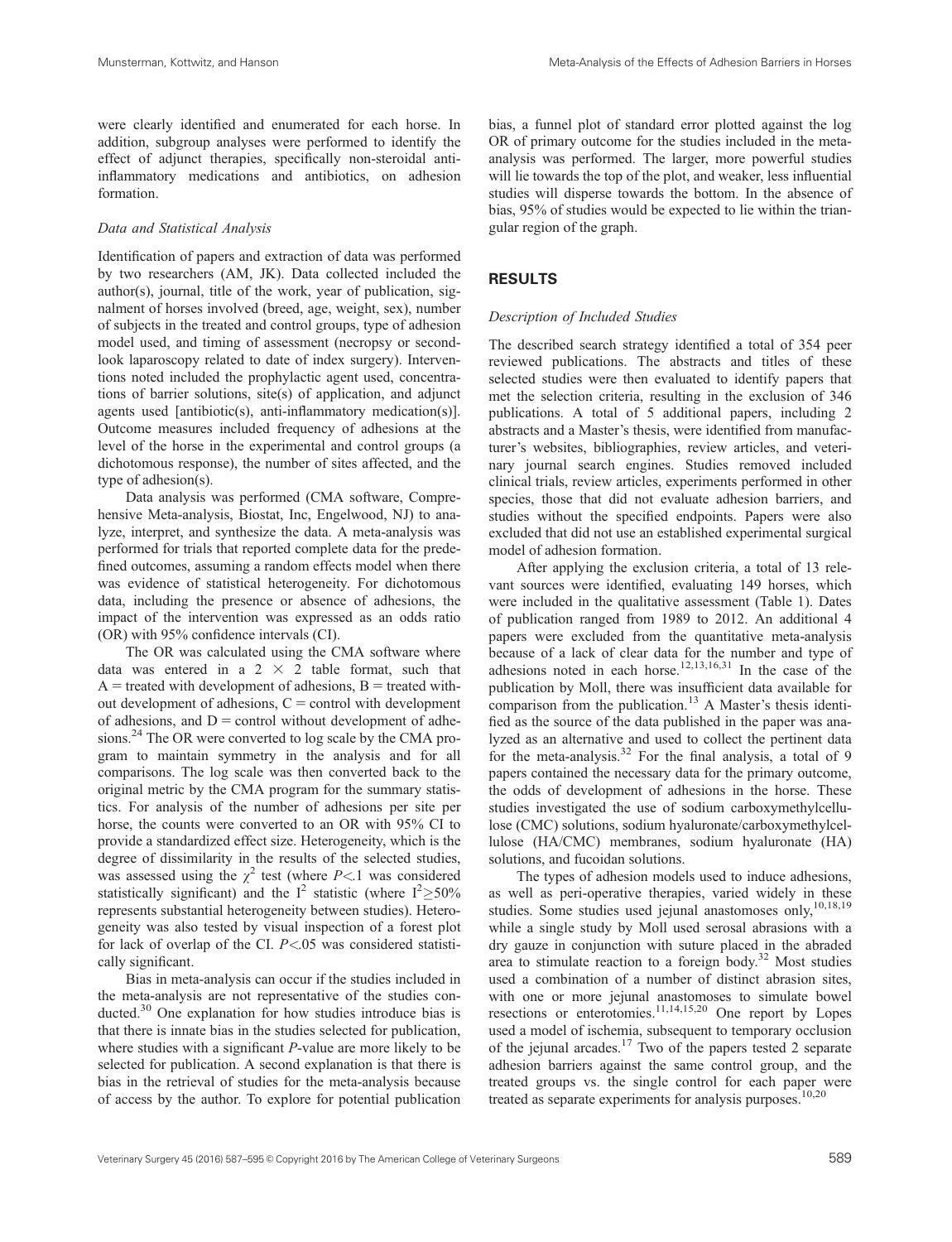were clearly identified and enumerated for each horse. In addition, subgroup analyses were performed to identify the effect of adjunct therapies, specifically non-steroidal anti-inflammatory medications and antibiotics, on adhesion formation.

### *Data and Statistical Analysis*

Identification of papers and extraction of data was performed by two researchers (AM, JK). Data collected included the author(s), journal, title of the work, year of publication, signalment of horses involved (breed, age, weight, sex), number of subjects in the treated and control groups, type of adhesion model used, and timing of assessment (necropsy or second-look laparoscopy related to date of index surgery). Interventions noted included the prophylactic agent used, concentrations of barrier solutions, site(s) of application, and adjunct agents used [antibiotic(s), anti-inflammatory medication(s)]. Outcome measures included frequency of adhesions at the level of the horse in the experimental and control groups (a dichotomous response), the number of sites affected, and the type of adhesion(s).

Data analysis was performed (CMA software, Comprehensive Meta-analysis, Biostat, Inc, Engelwood, NJ) to analyze, interpret, and synthesize the data. A meta-analysis was performed for trials that reported complete data for the predefined outcomes, assuming a random effects model when there was evidence of statistical heterogeneity. For dichotomous data, including the presence or absence of adhesions, the impact of the intervention was expressed as an odds ratio (OR) with 95% confidence intervals (CI).

The OR was calculated using the CMA software where data was entered in a $2 \times 2$ table format, such that A = treated with development of adhesions, B = treated without development of adhesions, C = control with development of adhesions, and D = control without development of adhesions.[24] The OR were converted to log scale by the CMA program to maintain symmetry in the analysis and for all comparisons. The log scale was then converted back to the original metric by the CMA program for the summary statistics. For analysis of the number of adhesions per site per horse, the counts were converted to an OR with 95% CI to provide a standardized effect size. Heterogeneity, which is the degree of dissimilarity in the results of the selected studies, was assessed using the $\chi^2$ test (where $P<.1$ was considered statistically significant) and the $I^2$ statistic (where $I^2 \geq 50\%$ represents substantial heterogeneity between studies). Heterogeneity was also tested by visual inspection of a forest plot for lack of overlap of the CI. $P<.05$ was considered statistically significant.

Bias in meta-analysis can occur if the studies included in the meta-analysis are not representative of the studies conducted.[30] One explanation for how studies introduce bias is that there is innate bias in the studies selected for publication, where studies with a significant $P$-value are more likely to be selected for publication. A second explanation is that there is bias in the retrieval of studies for the meta-analysis because of access by the author. To explore for potential publication bias, a funnel plot of standard error plotted against the log OR of primary outcome for the studies included in the meta-analysis was performed. The larger, more powerful studies will lie towards the top of the plot, and weaker, less influential studies will disperse towards the bottom. In the absence of bias, 95% of studies would be expected to lie within the triangular region of the graph.

## RESULTS

### *Description of Included Studies*

The described search strategy identified a total of 354 peer reviewed publications. The abstracts and titles of these selected studies were then evaluated to identify papers that met the selection criteria, resulting in the exclusion of 346 publications. A total of 5 additional papers, including 2 abstracts and a Master's thesis, were identified from manufacturer's websites, bibliographies, review articles, and veterinary journal search engines. Studies removed included clinical trials, review articles, experiments performed in other species, those that did not evaluate adhesion barriers, and studies without the specified endpoints. Papers were also excluded that did not use an established experimental surgical model of adhesion formation.

After applying the exclusion criteria, a total of 13 relevant sources were identified, evaluating 149 horses, which were included in the qualitative assessment (Table 1). Dates of publication ranged from 1989 to 2012. An additional 4 papers were excluded from the quantitative meta-analysis because of a lack of clear data for the number and type of adhesions noted in each horse.[12,13,16,31] In the case of the publication by Moll, there was insufficient data available for comparison from the publication.[13] A Master's thesis identified as the source of the data published in the paper was analyzed as an alternative and used to collect the pertinent data for the meta-analysis.[32] For the final analysis, a total of 9 papers contained the necessary data for the primary outcome, the odds of development of adhesions in the horse. These studies investigated the use of sodium carboxymethylcellulose (CMC) solutions, sodium hyaluronate/carboxymethylcellulose (HA/CMC) membranes, sodium hyaluronate (HA) solutions, and fucoidan solutions.

The types of adhesion models used to induce adhesions, as well as peri-operative therapies, varied widely in these studies. Some studies used jejunal anastomoses only,[10,18,19] while a single study by Moll used serosal abrasions with a dry gauze in conjunction with suture placed in the abraded area to stimulate reaction to a foreign body.[32] Most studies used a combination of a number of distinct abrasion sites, with one or more jejunal anastomoses to simulate bowel resections or enterotomies.[11,14,15,20] One report by Lopes used a model of ischemia, subsequent to temporary occlusion of the jejunal arcades.[17] Two of the papers tested 2 separate adhesion barriers against the same control group, and the treated groups vs. the single control for each paper were treated as separate experiments for analysis purposes.[10,20]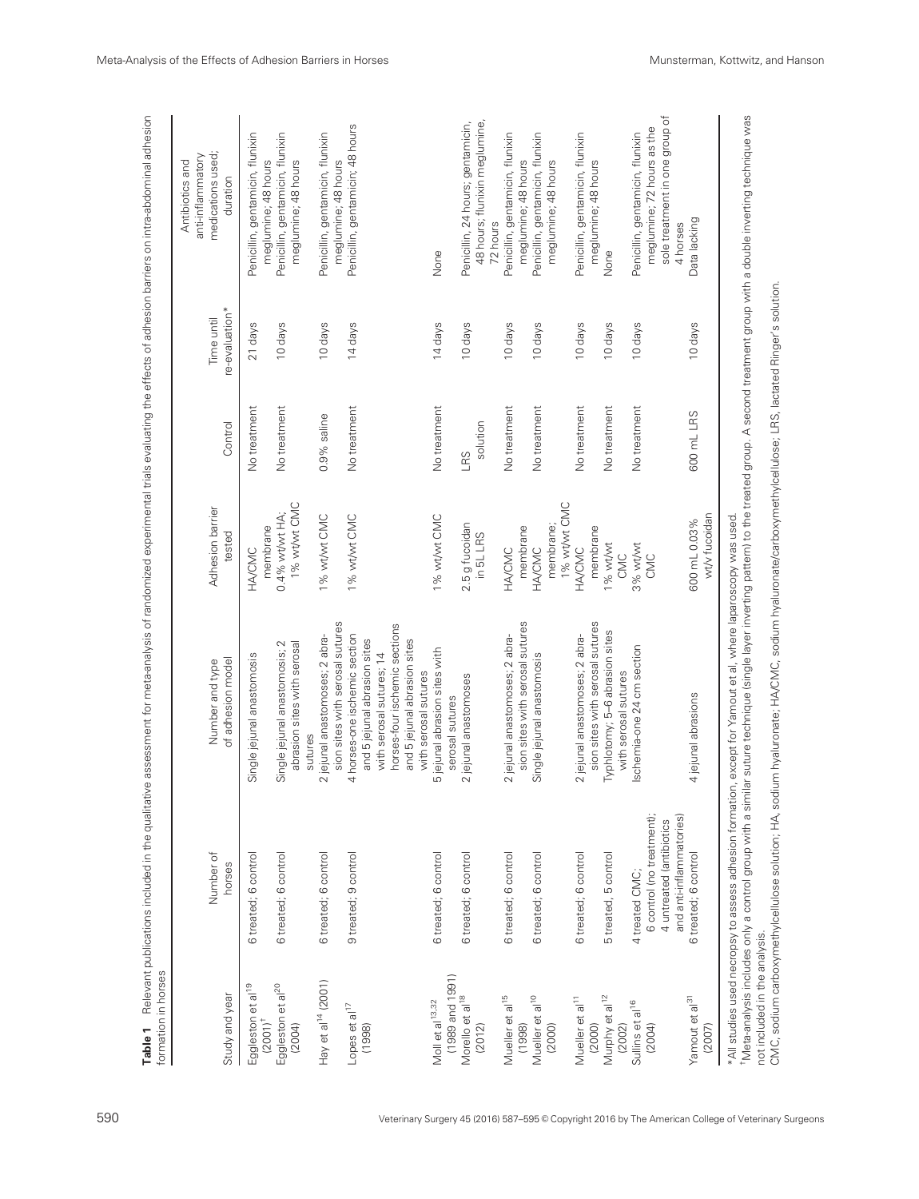**Table 1** Relevant publications included in the qualitative assessment for meta-analysis of randomized experimental trials evaluating the effects of adhesion barriers on intra-abdominal adhesion formation in horses

| Study and year | Number of horses | Number and type of adhesion model | Adhesion barrier tested | Control | Time until re-evaluation* | Antibiotics and anti-inflammatory medications used; duration |
|---|---|---|---|---|---|---|
| Eggleston et al[19] (2001)[†] | 6 treated; 6 control | Single jejunal anastomosis | HA/CMC membrane | No treatment | 21 days | Penicillin, gentamicin, flunixin meglumine; 48 hours |
| Eggleston et al[20] (2004) | 6 treated; 6 control | Single jejunal anastomosis; 2 abrasion sites with serosal sutures | 0.4% wt/wt HA; 1% wt/wt CMC | No treatment | 10 days | Penicillin, gentamicin, flunixin meglumine; 48 hours |
| Hay et al[14] (2001) | 6 treated; 6 control | 2 jejunal anastomoses; 2 abrasion sites with serosal sutures | 1% wt/wt CMC | 0.9% saline | 10 days | Penicillin, gentamicin, flunixin meglumine; 48 hours |
| Lopes et al[17] (1998) | 9 treated; 9 control | 4 horses-one ischemic section and 5 jejunal abrasion sites with serosal sutures; 14 horses-four ischemic sections and 5 jejunal abrasion sites with serosal sutures | 1% wt/wt CMC | No treatment | 14 days | Penicillin, gentamicin; 48 hours |
| Moll et al[13,32] (1989 and 1991) | 6 treated; 6 control | 5 jejunal abrasion sites with serosal sutures | 1% wt/wt CMC | No treatment | 14 days | None |
| Morello et al[18] (2012) | 6 treated; 6 control | 2 jejunal anastomoses | 2.5 g fucoidan in 5L LRS | LRS solution | 10 days | Penicillin, 24 hours; gentamicin, 48 hours; flunixin meglumine, 72 hours |
| Mueller et al[15] (1998) | 6 treated; 6 control | 2 jejunal anastomoses; 2 abrasion sites with serosal sutures | HA/CMC membrane | No treatment | 10 days | Penicillin, gentamicin, flunixin meglumine; 48 hours |
| Mueller et al[10] (2000) | 6 treated; 6 control | Single jejunal anastomosis | HA/CMC membrane; 1% wt/wt CMC | No treatment | 10 days | Penicillin, gentamicin, flunixin meglumine; 48 hours |
| Mueller et al[11] (2000) | 6 treated; 6 control | 2 jejunal anastomoses; 2 abrasion sites with serosal sutures | HA/CMC membrane | No treatment | 10 days | Penicillin, gentamicin, flunixin meglumine; 48 hours |
| Murphy et al[12] (2002) | 5 treated, 5 control | Typhlotomy; 5–6 abrasion sites with serosal sutures | 1% wt/wt CMC | No treatment | 10 days | None |
| Sullins et al[16] (2004) | 4 treated CMC; 6 control (no treatment); 4 untreated (antibiotics and anti-inflammatories) | Ischemia-one 24 cm section | 3% wt/wt CMC | No treatment | 10 days | Penicillin, gentamicin, flunixin meglumine; 72 hours as the sole treatment in one group of 4 horses |
| Yamout et al[31] (2007) | 6 treated; 6 control | 4 jejunal abrasions | 600 mL 0.03% wt/v fucoidan | 600 mL LRS | 10 days | Data lacking |

*All studies used necropsy to assess adhesion formation, except for Yamout et al, where laparoscopy was used.

[†]Meta-analysis includes only a control group with a similar suture technique (single layer inverting pattern) to the treated group. A second treatment group with a double inverting technique was not included in the analysis.

CMC, sodium carboxymethylcellulose solution; HA, sodium hyaluronate; HA/CMC, sodium hyaluronate/carboxymethylcellulose; LRS, lactated Ringer's solution.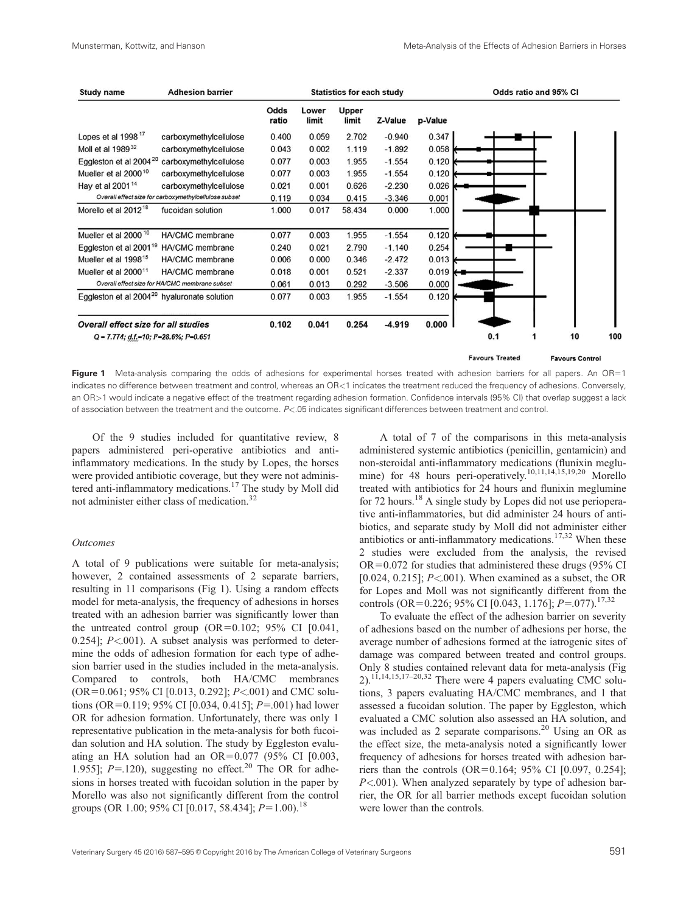| Study name | Adhesion barrier | Odds ratio | Lower limit | Upper limit | Z-Value | p-Value |
| --- | --- | --- | --- | --- | --- | --- |
| Lopes et al 1998[17] | carboxymethylcellulose | 0.400 | 0.059 | 2.702 | -0.940 | 0.347 |
| Moll et al 1989[32] | carboxymethylcellulose | 0.043 | 0.002 | 1.119 | -1.892 | 0.058 |
| Eggleston et al 2004[20] | carboxymethylcellulose | 0.077 | 0.003 | 1.955 | -1.554 | 0.120 |
| Mueller et al 2000[10] | carboxymethylcellulose | 0.077 | 0.003 | 1.955 | -1.554 | 0.120 |
| Hay et al 2001[14] | carboxymethylcellulose | 0.021 | 0.001 | 0.626 | -2.230 | 0.026 |
| *Overall effect size for carboxymethylcellulose subset* | | 0.119 | 0.034 | 0.415 | -3.346 | 0.001 |
| Morello et al 2012[18] | fucoidan solution | 1.000 | 0.017 | 58.434 | 0.000 | 1.000 |
| Mueller et al 2000[10] | HA/CMC membrane | 0.077 | 0.003 | 1.955 | -1.554 | 0.120 |
| Eggleston et al 2001[19] | HA/CMC membrane | 0.240 | 0.021 | 2.790 | -1.140 | 0.254 |
| Mueller et al 1998[15] | HA/CMC membrane | 0.006 | 0.000 | 0.346 | -2.472 | 0.013 |
| Mueller et al 2000[11] | HA/CMC membrane | 0.018 | 0.001 | 0.521 | -2.337 | 0.019 |
| *Overall effect size for HA/CMC membrane subset* | | 0.061 | 0.013 | 0.292 | -3.506 | 0.000 |
| Eggleston et al 2004[20] | hyaluronate solution | 0.077 | 0.003 | 1.955 | -1.554 | 0.120 |
| ***Overall effect size for all studies*** | | **0.102** | **0.041** | **0.254** | **-4.919** | **0.000** |

*Q = 7.774; d.f.=10; I²=28.6%; P=0.651*

Odds ratio and 95% CI: 0.1, 1, 10, 100 — Favours Treated / Favours Control

**Figure 1** Meta-analysis comparing the odds of adhesions for experimental horses treated with adhesion barriers for all papers. An OR=1 indicates no difference between treatment and control, whereas an OR<1 indicates the treatment reduced the frequency of adhesions. Conversely, an OR>1 would indicate a negative effect of the treatment regarding adhesion formation. Confidence intervals (95% CI) that overlap suggest a lack of association between the treatment and the outcome. $P<.05$ indicates significant differences between treatment and control.

Of the 9 studies included for quantitative review, 8 papers administered peri-operative antibiotics and anti-inflammatory medications. In the study by Lopes, the horses were provided antibiotic coverage, but they were not administered anti-inflammatory medications.[17] The study by Moll did not administer either class of medication.[32]

*Outcomes*

A total of 9 publications were suitable for meta-analysis; however, 2 contained assessments of 2 separate barriers, resulting in 11 comparisons (Fig 1). Using a random effects model for meta-analysis, the frequency of adhesions in horses treated with an adhesion barrier was significantly lower than the untreated control group (OR=0.102; 95% CI [0.041, 0.254]; $P<.001$). A subset analysis was performed to determine the odds of adhesion formation for each type of adhesion barrier used in the studies included in the meta-analysis. Compared to controls, both HA/CMC membranes (OR=0.061; 95% CI [0.013, 0.292]; $P<.001$) and CMC solutions (OR=0.119; 95% CI [0.034, 0.415]; $P=.001$) had lower OR for adhesion formation. Unfortunately, there was only 1 representative publication in the meta-analysis for both fucoidan solution and HA solution. The study by Eggleston evaluating an HA solution had an OR=0.077 (95% CI [0.003, 1.955]; $P=.120$), suggesting no effect.[20] The OR for adhesions in horses treated with fucoidan solution in the paper by Morello was also not significantly different from the control groups (OR 1.00; 95% CI [0.017, 58.434]; $P=1.00$).[18]

A total of 7 of the comparisons in this meta-analysis administered systemic antibiotics (penicillin, gentamicin) and non-steroidal anti-inflammatory medications (flunixin meglumine) for 48 hours peri-operatively.[10,11,14,15,19,20] Morello treated with antibiotics for 24 hours and flunixin meglumine for 72 hours.[18] A single study by Lopes did not use perioperative anti-inflammatories, but did administer 24 hours of antibiotics, and separate study by Moll did not administer either antibiotics or anti-inflammatory medications.[17,32] When these 2 studies were excluded from the analysis, the revised OR=0.072 for studies that administered these drugs (95% CI [0.024, 0.215]; $P<.001$). When examined as a subset, the OR for Lopes and Moll was not significantly different from the controls (OR=0.226; 95% CI [0.043, 1.176]; $P=.077$).[17,32]

To evaluate the effect of the adhesion barrier on severity of adhesions based on the number of adhesions per horse, the average number of adhesions formed at the iatrogenic sites of damage was compared between treated and control groups. Only 8 studies contained relevant data for meta-analysis (Fig 2).[11,14,15,17–20,32] There were 4 papers evaluating CMC solutions, 3 papers evaluating HA/CMC membranes, and 1 that assessed a fucoidan solution. The paper by Eggleston, which evaluated a CMC solution also assessed an HA solution, and was included as 2 separate comparisons.[20] Using an OR as the effect size, the meta-analysis noted a significantly lower frequency of adhesions for horses treated with adhesion barriers than the controls (OR=0.164; 95% CI [0.097, 0.254]; $P<.001$). When analyzed separately by type of adhesion barrier, the OR for all barrier methods except fucoidan solution were lower than the controls.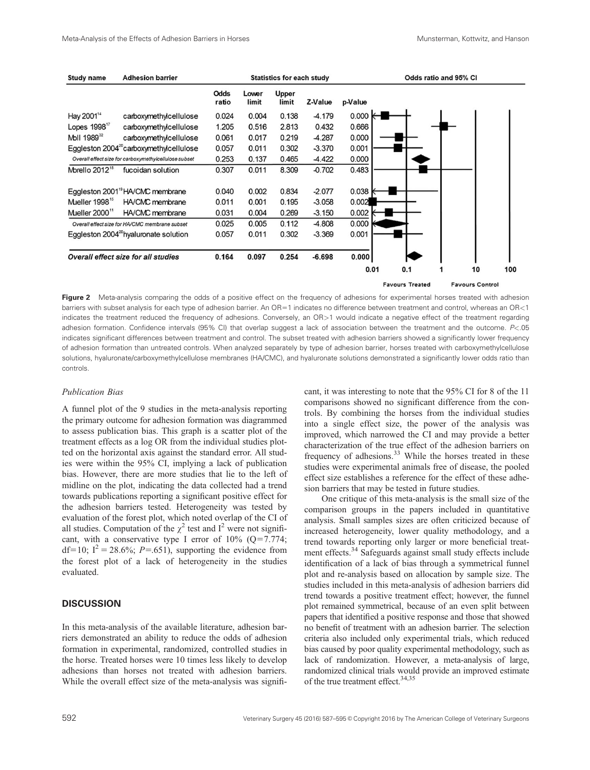| Study name | Adhesion barrier | Odds ratio | Lower limit | Upper limit | Z-Value | p-Value |
|---|---|---|---|---|---|---|
| Hay 2001[14] | carboxymethylcellulose | 0.024 | 0.004 | 0.138 | -4.179 | 0.000 |
| Lopes 1998[17] | carboxymethylcellulose | 1.205 | 0.516 | 2.813 | 0.432 | 0.666 |
| Moll 1989[32] | carboxymethylcellulose | 0.061 | 0.017 | 0.219 | -4.287 | 0.000 |
| Eggleston 2004[26] | carboxymethylcellulose | 0.057 | 0.011 | 0.302 | -3.370 | 0.001 |
| *Overall effect size for carboxymethylcellulose subset* | | 0.253 | 0.137 | 0.465 | -4.422 | 0.000 |
| Morello 2012[18] | fucoidan solution | 0.307 | 0.011 | 8.309 | -0.702 | 0.483 |
| Eggleston 2001[19] | HA/CMC membrane | 0.040 | 0.002 | 0.834 | -2.077 | 0.038 |
| Mueller 1998[15] | HA/CMC membrane | 0.011 | 0.001 | 0.195 | -3.058 | 0.002 |
| Mueller 2000[11] | HA/CMC membrane | 0.031 | 0.004 | 0.269 | -3.150 | 0.002 |
| *Overall effect size for HA/CMC membrane subset* | | 0.025 | 0.005 | 0.112 | -4.808 | 0.000 |
| Eggleston 2004[26] | hyaluronate solution | 0.057 | 0.011 | 0.302 | -3.369 | 0.001 |
| ***Overall effect size for all studies*** | | **0.164** | **0.097** | **0.254** | **-6.698** | **0.000** |

**Figure 2** Meta-analysis comparing the odds of a positive effect on the frequency of adhesions for experimental horses treated with adhesion barriers with subset analysis for each type of adhesion barrier. An OR=1 indicates no difference between treatment and control, whereas an OR<1 indicates the treatment reduced the frequency of adhesions. Conversely, an OR>1 would indicate a negative effect of the treatment regarding adhesion formation. Confidence intervals (95% CI) that overlap suggest a lack of association between the treatment and the outcome. $P<.05$ indicates significant differences between treatment and control. The subset treated with adhesion barriers showed a significantly lower frequency of adhesion formation than untreated controls. When analyzed separately by type of adhesion barrier, horses treated with carboxymethylcellulose solutions, hyaluronate/carboxymethylcellulose membranes (HA/CMC), and hyaluronate solutions demonstrated a significantly lower odds ratio than controls.

*Publication Bias*

A funnel plot of the 9 studies in the meta-analysis reporting the primary outcome for adhesion formation was diagrammed to assess publication bias. This graph is a scatter plot of the treatment effects as a log OR from the individual studies plotted on the horizontal axis against the standard error. All studies were within the 95% CI, implying a lack of publication bias. However, there are more studies that lie to the left of midline on the plot, indicating the data collected had a trend towards publications reporting a significant positive effect for the adhesion barriers tested. Heterogeneity was tested by evaluation of the forest plot, which noted overlap of the CI of all studies. Computation of the $\chi^2$ test and $I^2$ were not significant, with a conservative type I error of 10% ($Q=7.774$; $df=10$; $I^2=28.6\%$; $P=.651$), supporting the evidence from the forest plot of a lack of heterogeneity in the studies evaluated.

## DISCUSSION

In this meta-analysis of the available literature, adhesion barriers demonstrated an ability to reduce the odds of adhesion formation in experimental, randomized, controlled studies in the horse. Treated horses were 10 times less likely to develop adhesions than horses not treated with adhesion barriers. While the overall effect size of the meta-analysis was significant, it was interesting to note that the 95% CI for 8 of the 11 comparisons showed no significant difference from the controls. By combining the horses from the individual studies into a single effect size, the power of the analysis was improved, which narrowed the CI and may provide a better characterization of the true effect of the adhesion barriers on frequency of adhesions.[33] While the horses treated in these studies were experimental animals free of disease, the pooled effect size establishes a reference for the effect of these adhesion barriers that may be tested in future studies.

One critique of this meta-analysis is the small size of the comparison groups in the papers included in quantitative analysis. Small samples sizes are often criticized because of increased heterogeneity, lower quality methodology, and a trend towards reporting only larger or more beneficial treatment effects.[34] Safeguards against small study effects include identification of a lack of bias through a symmetrical funnel plot and re-analysis based on allocation by sample size. The studies included in this meta-analysis of adhesion barriers did trend towards a positive treatment effect; however, the funnel plot remained symmetrical, because of an even split between papers that identified a positive response and those that showed no benefit of treatment with an adhesion barrier. The selection criteria also included only experimental trials, which reduced bias caused by poor quality experimental methodology, such as lack of randomization. However, a meta-analysis of large, randomized clinical trials would provide an improved estimate of the true treatment effect.[34,35]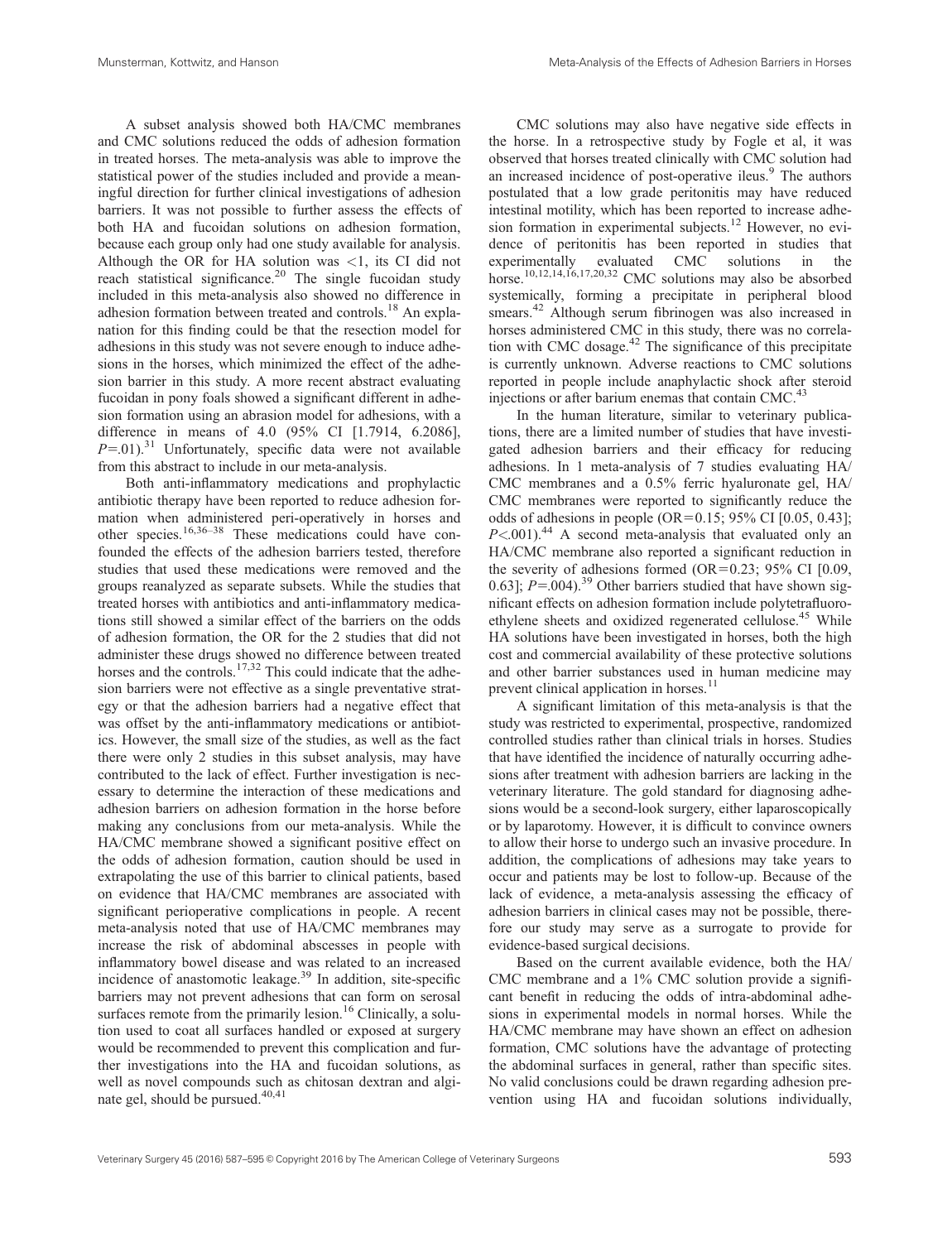A subset analysis showed both HA/CMC membranes and CMC solutions reduced the odds of adhesion formation in treated horses. The meta-analysis was able to improve the statistical power of the studies included and provide a meaningful direction for further clinical investigations of adhesion barriers. It was not possible to further assess the effects of both HA and fucoidan solutions on adhesion formation, because each group only had one study available for analysis. Although the OR for HA solution was <1, its CI did not reach statistical significance.[20] The single fucoidan study included in this meta-analysis also showed no difference in adhesion formation between treated and controls.[18] An explanation for this finding could be that the resection model for adhesions in this study was not severe enough to induce adhesions in the horses, which minimized the effect of the adhesion barrier in this study. A more recent abstract evaluating fucoidan in pony foals showed a significant different in adhesion formation using an abrasion model for adhesions, with a difference in means of 4.0 (95% CI [1.7914, 6.2086], $P$=.01).[31] Unfortunately, specific data were not available from this abstract to include in our meta-analysis.

Both anti-inflammatory medications and prophylactic antibiotic therapy have been reported to reduce adhesion formation when administered peri-operatively in horses and other species.[16,36–38] These medications could have confounded the effects of the adhesion barriers tested, therefore studies that used these medications were removed and the groups reanalyzed as separate subsets. While the studies that treated horses with antibiotics and anti-inflammatory medications still showed a similar effect of the barriers on the odds of adhesion formation, the OR for the 2 studies that did not administer these drugs showed no difference between treated horses and the controls.[17,32] This could indicate that the adhesion barriers were not effective as a single preventative strategy or that the adhesion barriers had a negative effect that was offset by the anti-inflammatory medications or antibiotics. However, the small size of the studies, as well as the fact there were only 2 studies in this subset analysis, may have contributed to the lack of effect. Further investigation is necessary to determine the interaction of these medications and adhesion barriers on adhesion formation in the horse before making any conclusions from our meta-analysis. While the HA/CMC membrane showed a significant positive effect on the odds of adhesion formation, caution should be used in extrapolating the use of this barrier to clinical patients, based on evidence that HA/CMC membranes are associated with significant perioperative complications in people. A recent meta-analysis noted that use of HA/CMC membranes may increase the risk of abdominal abscesses in people with inflammatory bowel disease and was related to an increased incidence of anastomotic leakage.[39] In addition, site-specific barriers may not prevent adhesions that can form on serosal surfaces remote from the primarily lesion.[16] Clinically, a solution used to coat all surfaces handled or exposed at surgery would be recommended to prevent this complication and further investigations into the HA and fucoidan solutions, as well as novel compounds such as chitosan dextran and alginate gel, should be pursued.[40,41]

CMC solutions may also have negative side effects in the horse. In a retrospective study by Fogle et al, it was observed that horses treated clinically with CMC solution had an increased incidence of post-operative ileus.[9] The authors postulated that a low grade peritonitis may have reduced intestinal motility, which has been reported to increase adhesion formation in experimental subjects.[12] However, no evidence of peritonitis has been reported in studies that experimentally evaluated CMC solutions in the horse.[10,12,14,16,17,20,32] CMC solutions may also be absorbed systemically, forming a precipitate in peripheral blood smears.[42] Although serum fibrinogen was also increased in horses administered CMC in this study, there was no correlation with CMC dosage.[42] The significance of this precipitate is currently unknown. Adverse reactions to CMC solutions reported in people include anaphylactic shock after steroid injections or after barium enemas that contain CMC.[43]

In the human literature, similar to veterinary publications, there are a limited number of studies that have investigated adhesion barriers and their efficacy for reducing adhesions. In 1 meta-analysis of 7 studies evaluating HA/CMC membranes and a 0.5% ferric hyaluronate gel, HA/CMC membranes were reported to significantly reduce the odds of adhesions in people (OR=0.15; 95% CI [0.05, 0.43]; $P$<.001).[44] A second meta-analysis that evaluated only an HA/CMC membrane also reported a significant reduction in the severity of adhesions formed (OR=0.23; 95% CI [0.09, 0.63]; $P$=.004).[39] Other barriers studied that have shown significant effects on adhesion formation include polytetrafluoroethylene sheets and oxidized regenerated cellulose.[45] While HA solutions have been investigated in horses, both the high cost and commercial availability of these protective solutions and other barrier substances used in human medicine may prevent clinical application in horses.[11]

A significant limitation of this meta-analysis is that the study was restricted to experimental, prospective, randomized controlled studies rather than clinical trials in horses. Studies that have identified the incidence of naturally occurring adhesions after treatment with adhesion barriers are lacking in the veterinary literature. The gold standard for diagnosing adhesions would be a second-look surgery, either laparoscopically or by laparotomy. However, it is difficult to convince owners to allow their horse to undergo such an invasive procedure. In addition, the complications of adhesions may take years to occur and patients may be lost to follow-up. Because of the lack of evidence, a meta-analysis assessing the efficacy of adhesion barriers in clinical cases may not be possible, therefore our study may serve as a surrogate to provide for evidence-based surgical decisions.

Based on the current available evidence, both the HA/CMC membrane and a 1% CMC solution provide a significant benefit in reducing the odds of intra-abdominal adhesions in experimental models in normal horses. While the HA/CMC membrane may have shown an effect on adhesion formation, CMC solutions have the advantage of protecting the abdominal surfaces in general, rather than specific sites. No valid conclusions could be drawn regarding adhesion prevention using HA and fucoidan solutions individually,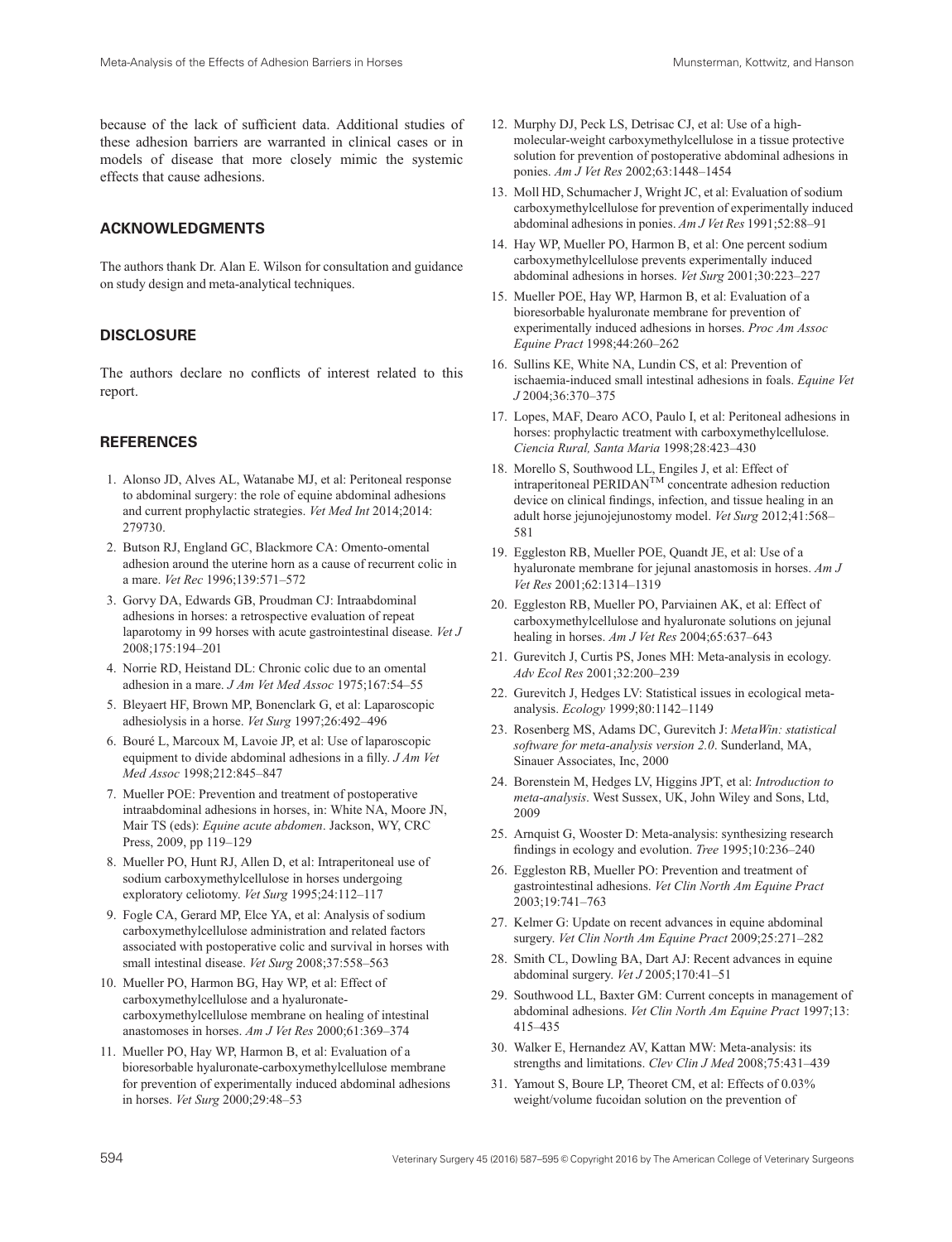because of the lack of sufficient data. Additional studies of these adhesion barriers are warranted in clinical cases or in models of disease that more closely mimic the systemic effects that cause adhesions.

## ACKNOWLEDGMENTS

The authors thank Dr. Alan E. Wilson for consultation and guidance on study design and meta-analytical techniques.

## DISCLOSURE

The authors declare no conflicts of interest related to this report.

## REFERENCES

1. Alonso JD, Alves AL, Watanabe MJ, et al: Peritoneal response to abdominal surgery: the role of equine abdominal adhesions and current prophylactic strategies. *Vet Med Int* 2014;2014: 279730.
2. Butson RJ, England GC, Blackmore CA: Omento-omental adhesion around the uterine horn as a cause of recurrent colic in a mare. *Vet Rec* 1996;139:571–572
3. Gorvy DA, Edwards GB, Proudman CJ: Intraabdominal adhesions in horses: a retrospective evaluation of repeat laparotomy in 99 horses with acute gastrointestinal disease. *Vet J* 2008;175:194–201
4. Norrie RD, Heistand DL: Chronic colic due to an omental adhesion in a mare. *J Am Vet Med Assoc* 1975;167:54–55
5. Bleyaert HF, Brown MP, Bonenclark G, et al: Laparoscopic adhesiolysis in a horse. *Vet Surg* 1997;26:492–496
6. Bouré L, Marcoux M, Lavoie JP, et al: Use of laparoscopic equipment to divide abdominal adhesions in a filly. *J Am Vet Med Assoc* 1998;212:845–847
7. Mueller POE: Prevention and treatment of postoperative intraabdominal adhesions in horses, in: White NA, Moore JN, Mair TS (eds): *Equine acute abdomen*. Jackson, WY, CRC Press, 2009, pp 119–129
8. Mueller PO, Hunt RJ, Allen D, et al: Intraperitoneal use of sodium carboxymethylcellulose in horses undergoing exploratory celiotomy. *Vet Surg* 1995;24:112–117
9. Fogle CA, Gerard MP, Elce YA, et al: Analysis of sodium carboxymethylcellulose administration and related factors associated with postoperative colic and survival in horses with small intestinal disease. *Vet Surg* 2008;37:558–563
10. Mueller PO, Harmon BG, Hay WP, et al: Effect of carboxymethylcellulose and a hyaluronate-carboxymethylcellulose membrane on healing of intestinal anastomoses in horses. *Am J Vet Res* 2000;61:369–374
11. Mueller PO, Hay WP, Harmon B, et al: Evaluation of a bioresorbable hyaluronate-carboxymethylcellulose membrane for prevention of experimentally induced abdominal adhesions in horses. *Vet Surg* 2000;29:48–53
12. Murphy DJ, Peck LS, Detrisac CJ, et al: Use of a high-molecular-weight carboxymethylcellulose in a tissue protective solution for prevention of postoperative abdominal adhesions in ponies. *Am J Vet Res* 2002;63:1448–1454
13. Moll HD, Schumacher J, Wright JC, et al: Evaluation of sodium carboxymethylcellulose for prevention of experimentally induced abdominal adhesions in ponies. *Am J Vet Res* 1991;52:88–91
14. Hay WP, Mueller PO, Harmon B, et al: One percent sodium carboxymethylcellulose prevents experimentally induced abdominal adhesions in horses. *Vet Surg* 2001;30:223–227
15. Mueller POE, Hay WP, Harmon B, et al: Evaluation of a bioresorbable hyaluronate membrane for prevention of experimentally induced adhesions in horses. *Proc Am Assoc Equine Pract* 1998;44:260–262
16. Sullins KE, White NA, Lundin CS, et al: Prevention of ischaemia-induced small intestinal adhesions in foals. *Equine Vet J* 2004;36:370–375
17. Lopes, MAF, Dearo ACO, Paulo I, et al: Peritoneal adhesions in horses: prophylactic treatment with carboxymethylcellulose. *Ciencia Rural, Santa Maria* 1998;28:423–430
18. Morello S, Southwood LL, Engiles J, et al: Effect of intraperitoneal PERIDAN™ concentrate adhesion reduction device on clinical findings, infection, and tissue healing in an adult horse jejunojejunostomy model. *Vet Surg* 2012;41:568–581
19. Eggleston RB, Mueller POE, Quandt JE, et al: Use of a hyaluronate membrane for jejunal anastomosis in horses. *Am J Vet Res* 2001;62:1314–1319
20. Eggleston RB, Mueller PO, Parviainen AK, et al: Effect of carboxymethylcellulose and hyaluronate solutions on jejunal healing in horses. *Am J Vet Res* 2004;65:637–643
21. Gurevitch J, Curtis PS, Jones MH: Meta-analysis in ecology. *Adv Ecol Res* 2001;32:200–239
22. Gurevitch J, Hedges LV: Statistical issues in ecological meta-analysis. *Ecology* 1999;80:1142–1149
23. Rosenberg MS, Adams DC, Gurevitch J: *MetaWin: statistical software for meta-analysis version 2.0*. Sunderland, MA, Sinauer Associates, Inc, 2000
24. Borenstein M, Hedges LV, Higgins JPT, et al: *Introduction to meta-analysis*. West Sussex, UK, John Wiley and Sons, Ltd, 2009
25. Arnquist G, Wooster D: Meta-analysis: synthesizing research findings in ecology and evolution. *Tree* 1995;10:236–240
26. Eggleston RB, Mueller PO: Prevention and treatment of gastrointestinal adhesions. *Vet Clin North Am Equine Pract* 2003;19:741–763
27. Kelmer G: Update on recent advances in equine abdominal surgery. *Vet Clin North Am Equine Pract* 2009;25:271–282
28. Smith CL, Dowling BA, Dart AJ: Recent advances in equine abdominal surgery. *Vet J* 2005;170:41–51
29. Southwood LL, Baxter GM: Current concepts in management of abdominal adhesions. *Vet Clin North Am Equine Pract* 1997;13: 415–435
30. Walker E, Hernandez AV, Kattan MW: Meta-analysis: its strengths and limitations. *Clev Clin J Med* 2008;75:431–439
31. Yamout S, Boure LP, Theoret CM, et al: Effects of 0.03% weight/volume fucoidan solution on the prevention of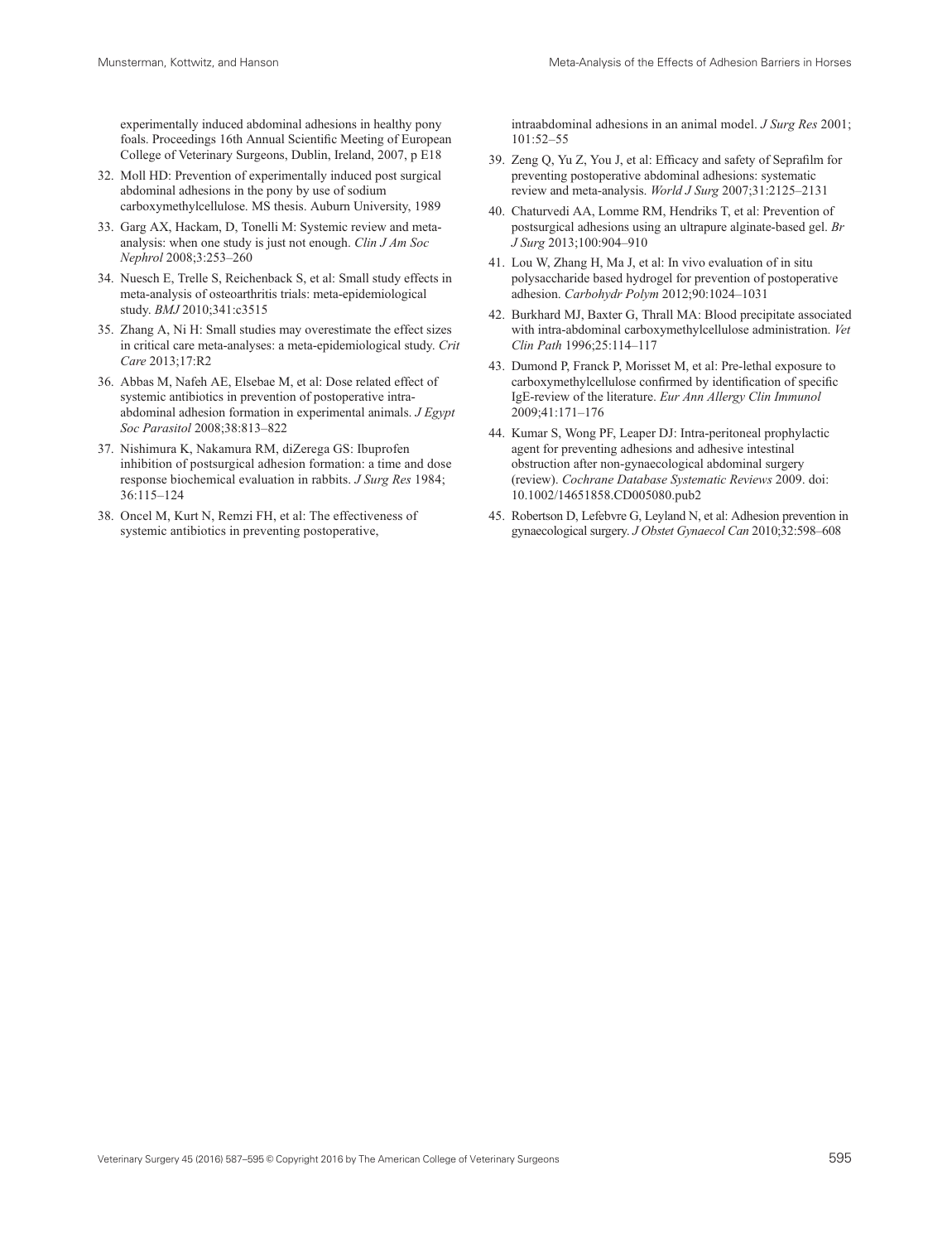experimentally induced abdominal adhesions in healthy pony foals. Proceedings 16th Annual Scientific Meeting of European College of Veterinary Surgeons, Dublin, Ireland, 2007, p E18

32. Moll HD: Prevention of experimentally induced post surgical abdominal adhesions in the pony by use of sodium carboxymethylcellulose. MS thesis. Auburn University, 1989
33. Garg AX, Hackam, D, Tonelli M: Systemic review and meta-analysis: when one study is just not enough. *Clin J Am Soc Nephrol* 2008;3:253–260
34. Nuesch E, Trelle S, Reichenback S, et al: Small study effects in meta-analysis of osteoarthritis trials: meta-epidemiological study. *BMJ* 2010;341:c3515
35. Zhang A, Ni H: Small studies may overestimate the effect sizes in critical care meta-analyses: a meta-epidemiological study. *Crit Care* 2013;17:R2
36. Abbas M, Nafeh AE, Elsebae M, et al: Dose related effect of systemic antibiotics in prevention of postoperative intra-abdominal adhesion formation in experimental animals. *J Egypt Soc Parasitol* 2008;38:813–822
37. Nishimura K, Nakamura RM, diZerega GS: Ibuprofen inhibition of postsurgical adhesion formation: a time and dose response biochemical evaluation in rabbits. *J Surg Res* 1984; 36:115–124
38. Oncel M, Kurt N, Remzi FH, et al: The effectiveness of systemic antibiotics in preventing postoperative, intraabdominal adhesions in an animal model. *J Surg Res* 2001; 101:52–55
39. Zeng Q, Yu Z, You J, et al: Efficacy and safety of Seprafilm for preventing postoperative abdominal adhesions: systematic review and meta-analysis. *World J Surg* 2007;31:2125–2131
40. Chaturvedi AA, Lomme RM, Hendriks T, et al: Prevention of postsurgical adhesions using an ultrapure alginate-based gel. *Br J Surg* 2013;100:904–910
41. Lou W, Zhang H, Ma J, et al: In vivo evaluation of in situ polysaccharide based hydrogel for prevention of postoperative adhesion. *Carbohydr Polym* 2012;90:1024–1031
42. Burkhard MJ, Baxter G, Thrall MA: Blood precipitate associated with intra-abdominal carboxymethylcellulose administration. *Vet Clin Path* 1996;25:114–117
43. Dumond P, Franck P, Morisset M, et al: Pre-lethal exposure to carboxymethylcellulose confirmed by identification of specific IgE-review of the literature. *Eur Ann Allergy Clin Immunol* 2009;41:171–176
44. Kumar S, Wong PF, Leaper DJ: Intra-peritoneal prophylactic agent for preventing adhesions and adhesive intestinal obstruction after non-gynaecological abdominal surgery (review). *Cochrane Database Systematic Reviews* 2009. doi: 10.1002/14651858.CD005080.pub2
45. Robertson D, Lefebvre G, Leyland N, et al: Adhesion prevention in gynaecological surgery. *J Obstet Gynaecol Can* 2010;32:598–608